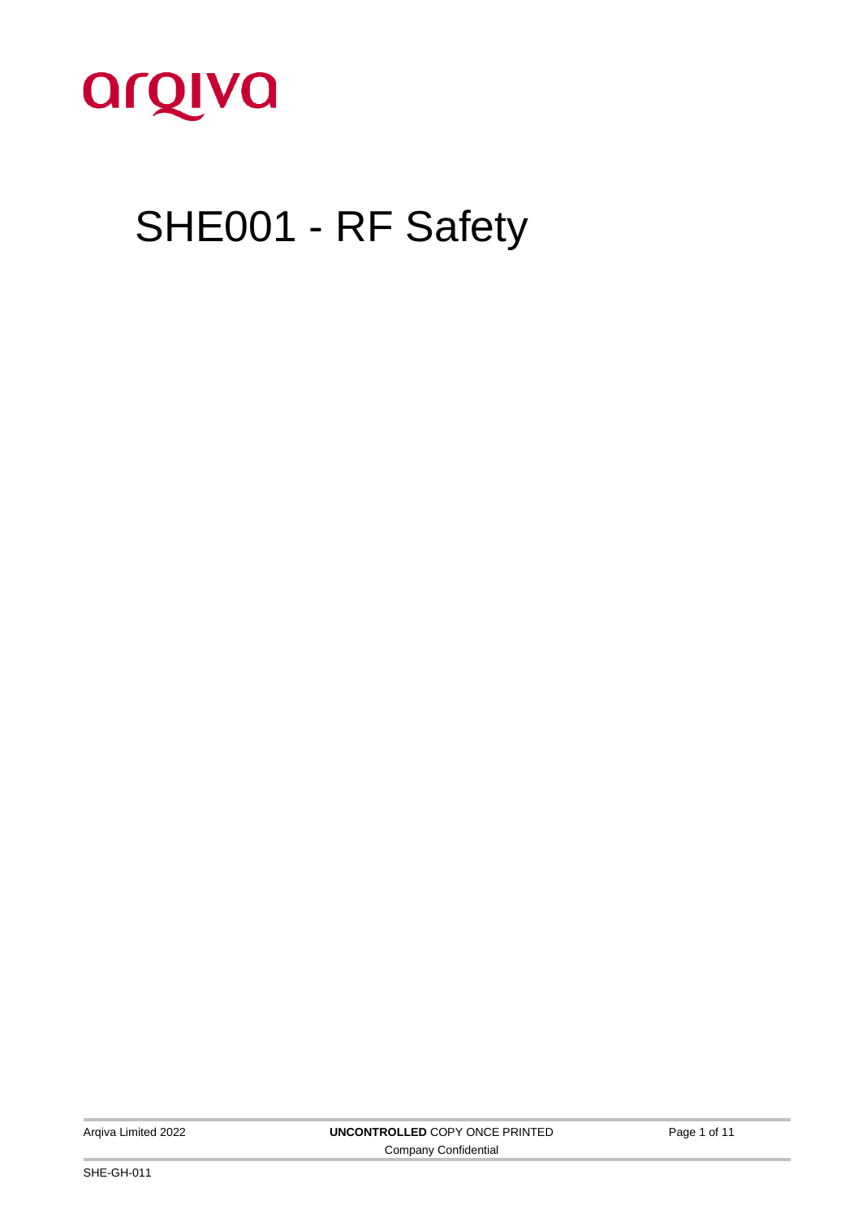arqiva

# SHE001 - RF Safety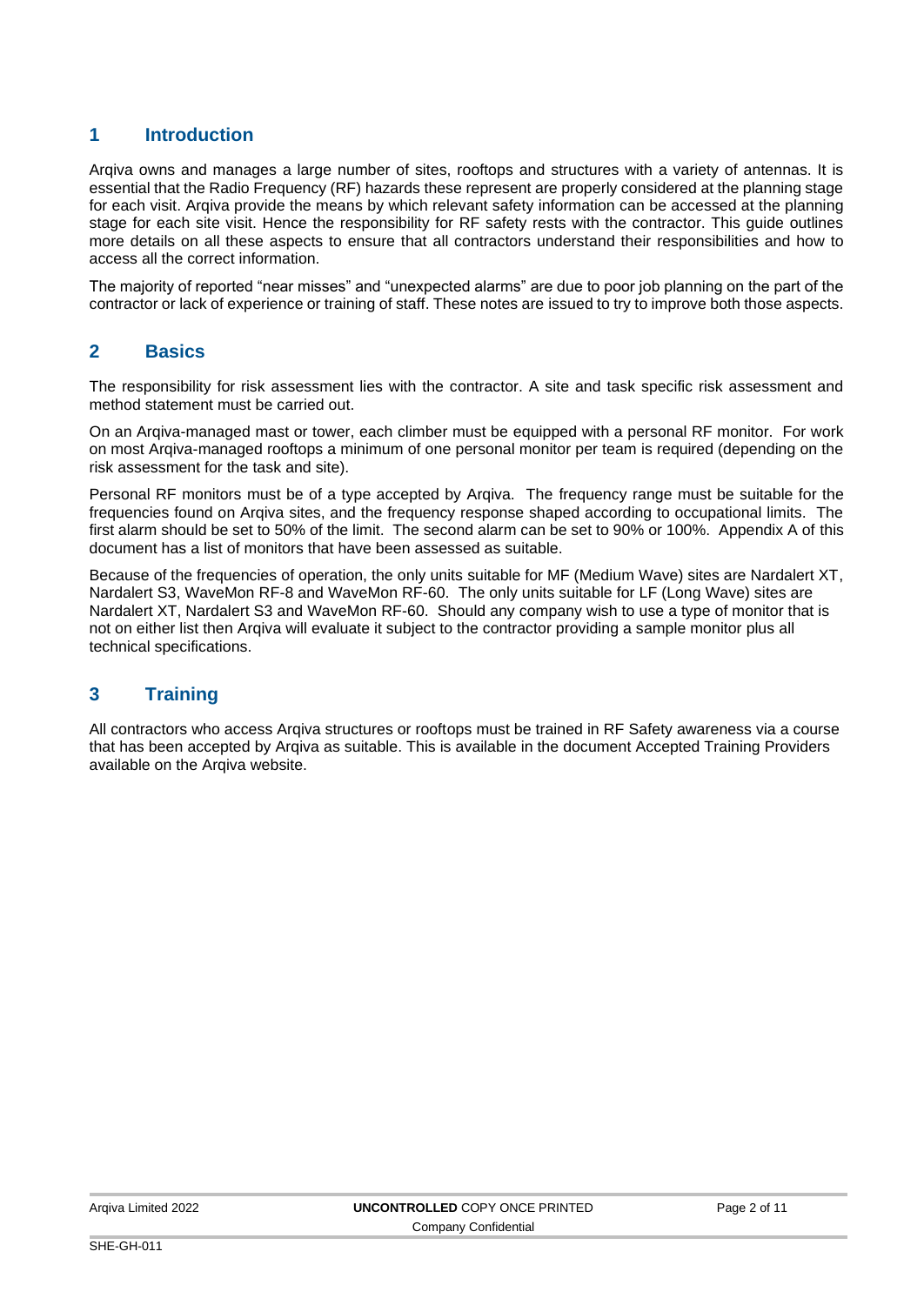## 1 Introduction

Arqiva owns and manages a large number of sites, rooftops and structures with a variety of antennas. It is essential that the Radio Frequency (RF) hazards these represent are properly considered at the planning stage for each visit. Arqiva provide the means by which relevant safety information can be accessed at the planning stage for each site visit. Hence the responsibility for RF safety rests with the contractor. This guide outlines more details on all these aspects to ensure that all contractors understand their responsibilities and how to access all the correct information.

The majority of reported "near misses" and "unexpected alarms" are due to poor job planning on the part of the contractor or lack of experience or training of staff. These notes are issued to try to improve both those aspects.

## 2 Basics

The responsibility for risk assessment lies with the contractor. A site and task specific risk assessment and method statement must be carried out.

On an Arqiva-managed mast or tower, each climber must be equipped with a personal RF monitor. For work on most Arqiva-managed rooftops a minimum of one personal monitor per team is required (depending on the risk assessment for the task and site).

Personal RF monitors must be of a type accepted by Arqiva. The frequency range must be suitable for the frequencies found on Arqiva sites, and the frequency response shaped according to occupational limits. The first alarm should be set to 50% of the limit. The second alarm can be set to 90% or 100%. Appendix A of this document has a list of monitors that have been assessed as suitable.

Because of the frequencies of operation, the only units suitable for MF (Medium Wave) sites are Nardalert XT, Nardalert S3, WaveMon RF-8 and WaveMon RF-60. The only units suitable for LF (Long Wave) sites are Nardalert XT, Nardalert S3 and WaveMon RF-60. Should any company wish to use a type of monitor that is not on either list then Arqiva will evaluate it subject to the contractor providing a sample monitor plus all technical specifications.

## 3 Training

All contractors who access Arqiva structures or rooftops must be trained in RF Safety awareness via a course that has been accepted by Arqiva as suitable. This is available in the document Accepted Training Providers available on the Arqiva website.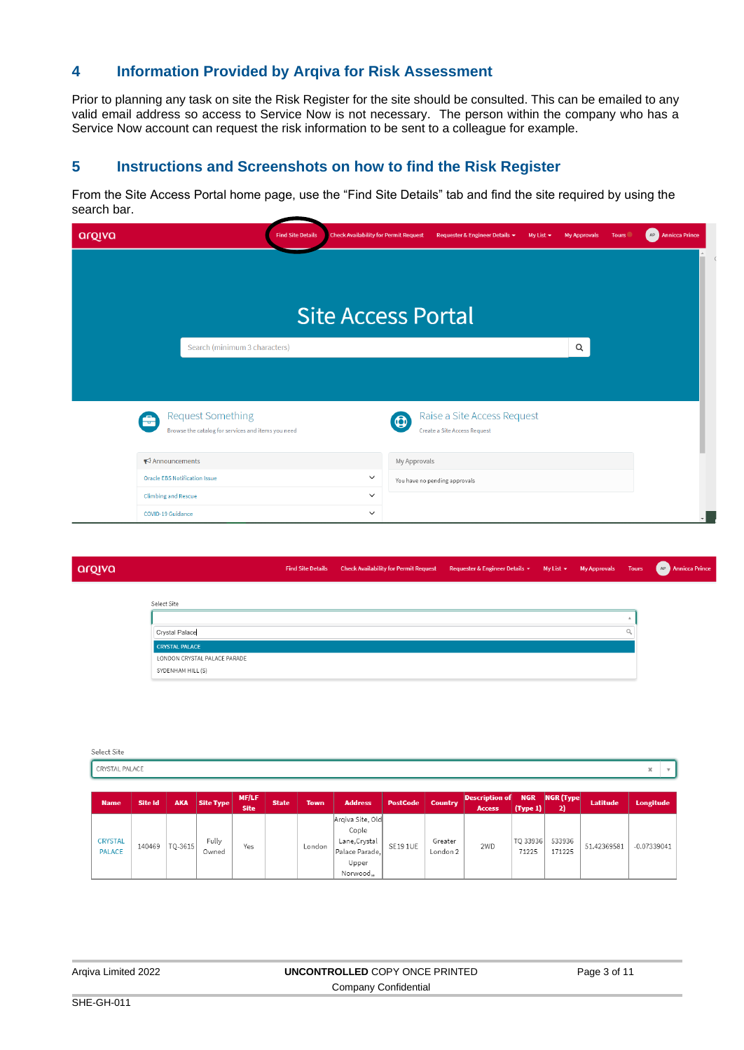## 4 Information Provided by Arqiva for Risk Assessment

Prior to planning any task on site the Risk Register for the site should be consulted. This can be emailed to any valid email address so access to Service Now is not necessary. The person within the company who has a Service Now account can request the risk information to be sent to a colleague for example.

## 5 Instructions and Screenshots on how to find the Risk Register

From the Site Access Portal home page, use the "Find Site Details" tab and find the site required by using the search bar.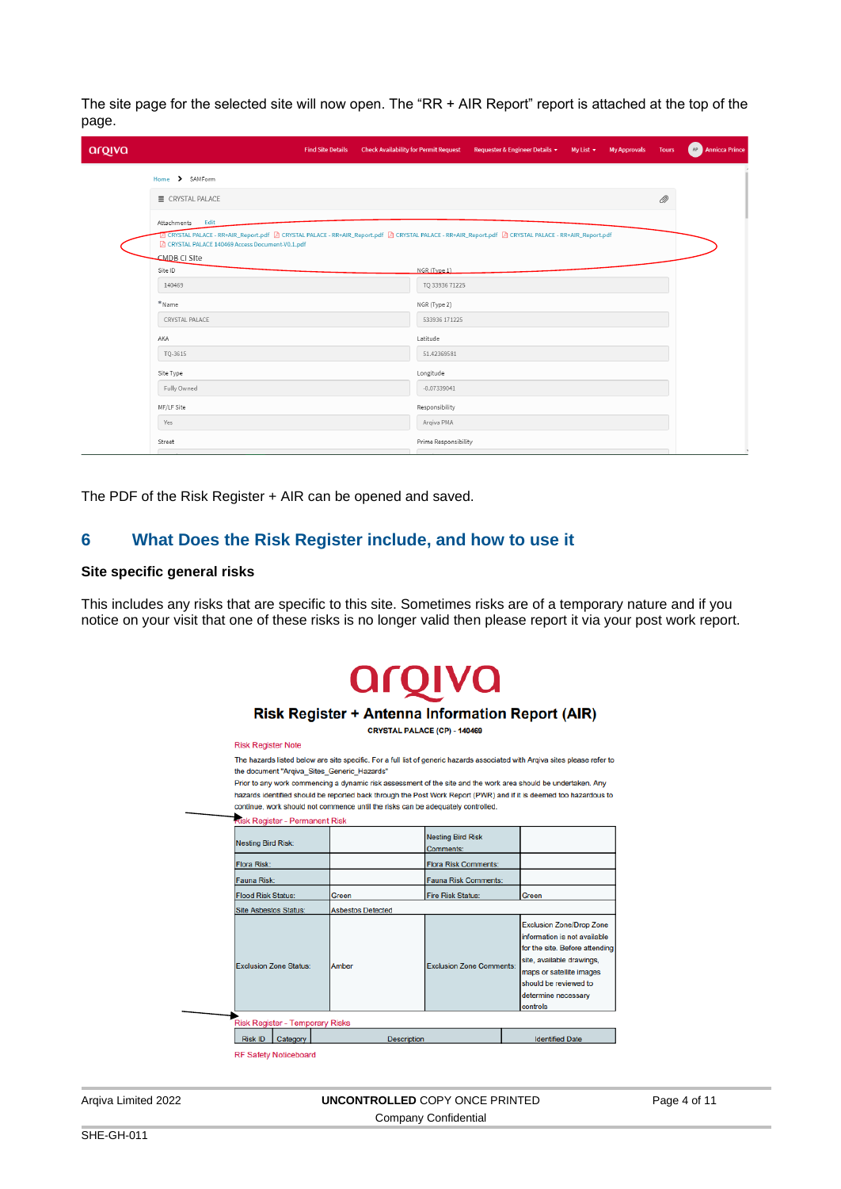The site page for the selected site will now open. The "RR + AIR Report" report is attached at the top of the page.

arqiva — Find Site Details | Check Availability for Permit Request | Requester & Engineer Details | My List | My Approvals | Tours | Annicca Prince

Home > SAMForm

CRYSTAL PALACE

Attachments Edit

CRYSTAL PALACE - RR+AIR_Report.pdf | CRYSTAL PALACE - RR+AIR_Report.pdf | CRYSTAL PALACE - RR+AIR_Report.pdf | CRYSTAL PALACE - RR+AIR_Report.pdf | CRYSTAL PALACE 140469 Access Document-V0.1.pdf

CMDB CI Site

| Field | Value | Field | Value |
|---|---|---|---|
| Site ID | 140469 | NGR (Type 1) | TQ 33936 71225 |
| *Name | CRYSTAL PALACE | NGR (Type 2) | 533936 171225 |
| AKA | TQ-3615 | Latitude | 51.42369581 |
| Site Type | Fully Owned | Longitude | -0.07339041 |
| MF/LF Site | Yes | Responsibility | Arqiva PMA |
| Street | | Prime Responsibility | |

The PDF of the Risk Register + AIR can be opened and saved.

## 6 What Does the Risk Register include, and how to use it

### Site specific general risks

This includes any risks that are specific to this site. Sometimes risks are of a temporary nature and if you notice on your visit that one of these risks is no longer valid then please report it via your post work report.

arqiva

**Risk Register + Antenna Information Report (AIR)**

**CRYSTAL PALACE (CP) - 140469**

Risk Register Note

The hazards listed below are site specific. For a full list of generic hazards associated with Arqiva sites please refer to the document "Arqiva_Sites_Generic_Hazards"

Prior to any work commencing a dynamic risk assessment of the site and the work area should be undertaken. Any hazards identified should be reported back through the Post Work Report (PWR) and if it is deemed too hazardous to continue, work should not commence until the risks can be adequately controlled.

Risk Register - Permanent Risk

| | | | |
|---|---|---|---|
| Nesting Bird Risk: | | Nesting Bird Risk Comments: | |
| Flora Risk: | | Flora Risk Comments: | |
| Fauna Risk: | | Fauna Risk Comments: | |
| Flood Risk Status: | Green | Fire Risk Status: | Green |
| Site Asbestos Status: | Asbestos Detected | | |
| Exclusion Zone Status: | Amber | Exclusion Zone Comments: | Exclusion Zone/Drop Zone information is not available for the site. Before attending site, available drawings, maps or satellite images should be reviewed to determine necessary controls |

Risk Register - Temporary Risks

| Risk ID | Category | Description | Identified Date |
|---|---|---|---|

RF Safety Noticeboard

Arqiva Limited 2022 — **UNCONTROLLED** COPY ONCE PRINTED — Company Confidential

SHE-GH-011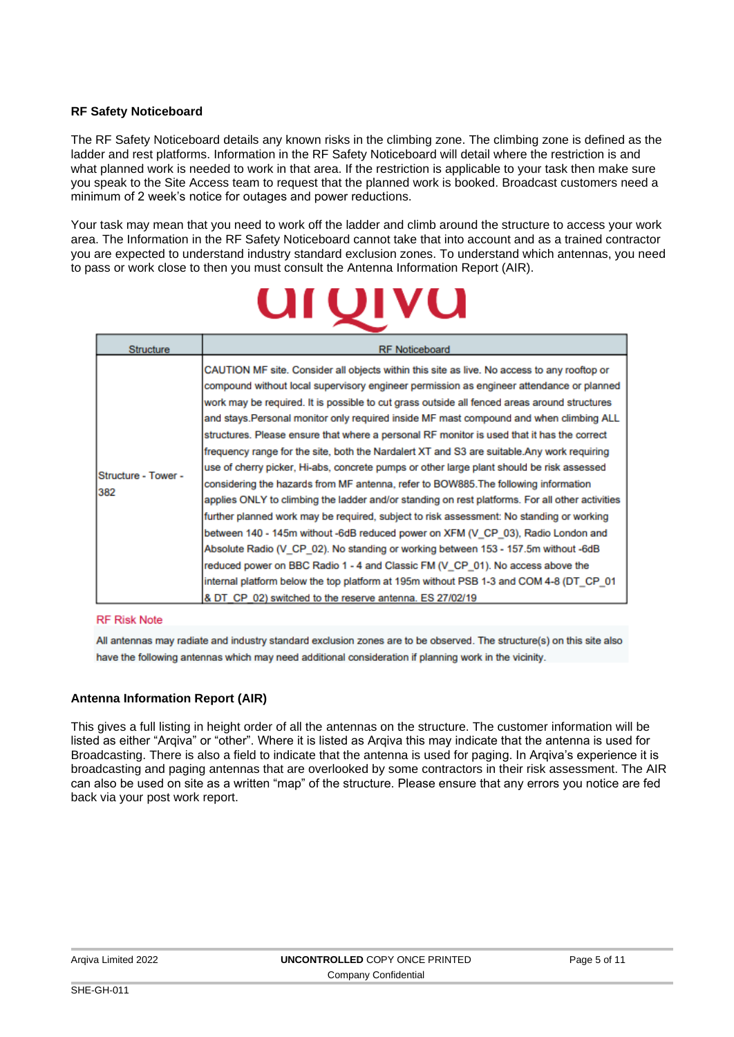**RF Safety Noticeboard**

The RF Safety Noticeboard details any known risks in the climbing zone. The climbing zone is defined as the ladder and rest platforms. Information in the RF Safety Noticeboard will detail where the restriction is and what planned work is needed to work in that area. If the restriction is applicable to your task then make sure you speak to the Site Access team to request that the planned work is booked. Broadcast customers need a minimum of 2 week's notice for outages and power reductions.

Your task may mean that you need to work off the ladder and climb around the structure to access your work area. The Information in the RF Safety Noticeboard cannot take that into account and as a trained contractor you are expected to understand industry standard exclusion zones. To understand which antennas, you need to pass or work close to then you must consult the Antenna Information Report (AIR).

arqiva

| Structure | RF Noticeboard |
|---|---|
| Structure - Tower - 382 | CAUTION MF site. Consider all objects within this site as live. No access to any rooftop or compound without local supervisory engineer permission as engineer attendance or planned work may be required. It is possible to cut grass outside all fenced areas around structures and stays.Personal monitor only required inside MF mast compound and when climbing ALL structures. Please ensure that where a personal RF monitor is used that it has the correct frequency range for the site, both the Nardalert XT and S3 are suitable.Any work requiring use of cherry picker, Hi-abs, concrete pumps or other large plant should be risk assessed considering the hazards from MF antenna, refer to BOW885.The following information applies ONLY to climbing the ladder and/or standing on rest platforms. For all other activities further planned work may be required, subject to risk assessment: No standing or working between 140 - 145m without -6dB reduced power on XFM (V_CP_03), Radio London and Absolute Radio (V_CP_02). No standing or working between 153 - 157.5m without -6dB reduced power on BBC Radio 1 - 4 and Classic FM (V_CP_01). No access above the internal platform below the top platform at 195m without PSB 1-3 and COM 4-8 (DT_CP_01 & DT_CP_02) switched to the reserve antenna. ES 27/02/19 |

RF Risk Note

All antennas may radiate and industry standard exclusion zones are to be observed. The structure(s) on this site also have the following antennas which may need additional consideration if planning work in the vicinity.

**Antenna Information Report (AIR)**

This gives a full listing in height order of all the antennas on the structure. The customer information will be listed as either "Arqiva" or "other". Where it is listed as Arqiva this may indicate that the antenna is used for Broadcasting. There is also a field to indicate that the antenna is used for paging. In Arqiva's experience it is broadcasting and paging antennas that are overlooked by some contractors in their risk assessment. The AIR can also be used on site as a written "map" of the structure. Please ensure that any errors you notice are fed back via your post work report.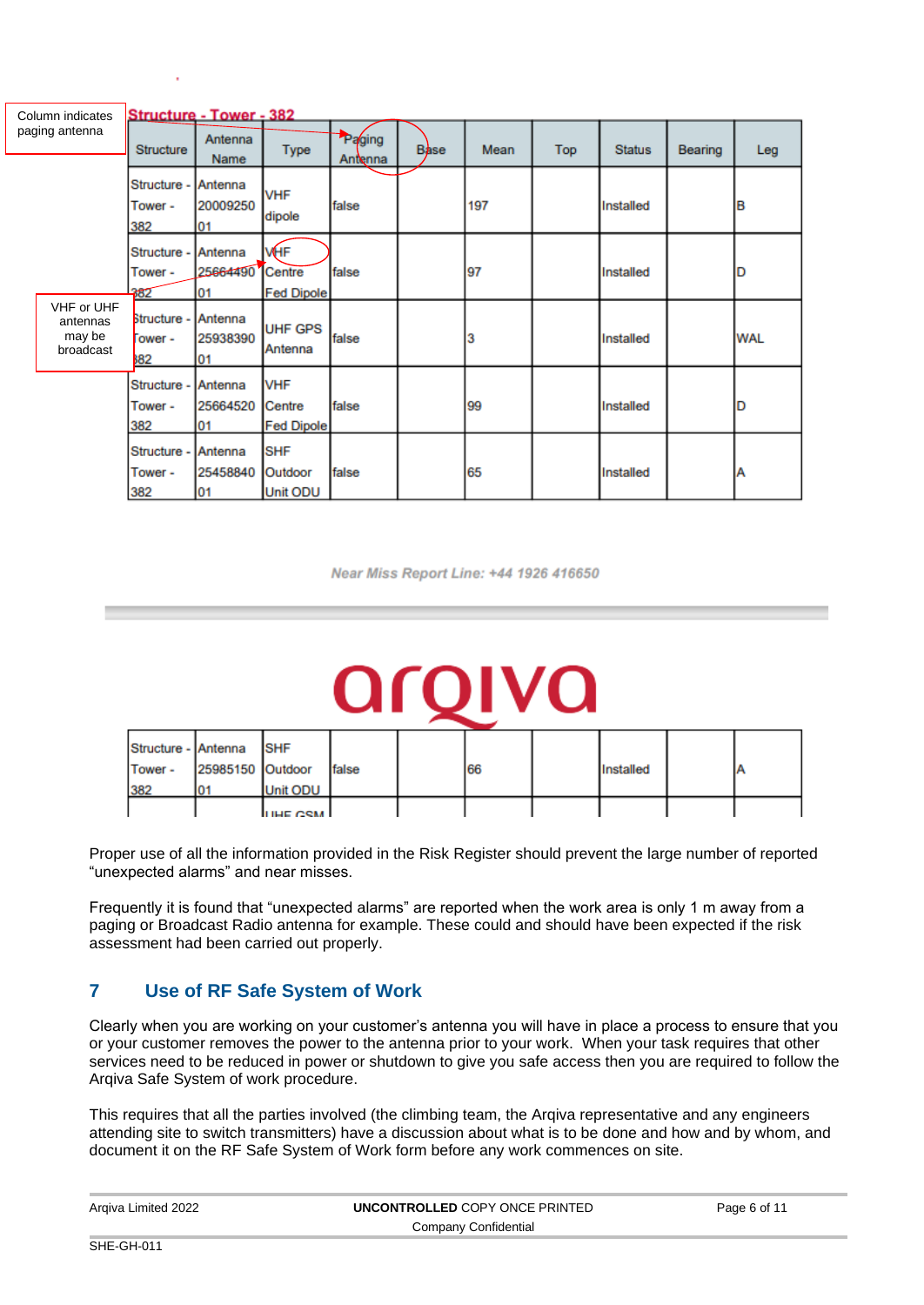Column indicates paging antenna

VHF or UHF antennas may be broadcast

**Structure - Tower - 382**

| Structure | Antenna Name | Type | Paging Antenna | Base | Mean | Top | Status | Bearing | Leg |
|---|---|---|---|---|---|---|---|---|---|
| Structure - Tower - 382 | Antenna 2000925001 | VHF dipole | false | | 197 | | Installed | | B |
| Structure - Tower - 382 | Antenna 2566449001 | VHF Centre Fed Dipole | false | | 97 | | Installed | | D |
| Structure - Tower - 382 | Antenna 2593839001 | UHF GPS Antenna | false | | 3 | | Installed | | WAL |
| Structure - Tower - 382 | Antenna 2566452001 | VHF Centre Fed Dipole | false | | 99 | | Installed | | D |
| Structure - Tower - 382 | Antenna 2545884001 | SHF Outdoor Unit ODU | false | | 65 | | Installed | | A |
| Structure - Tower - 382 | Antenna 2598515001 | SHF Outdoor Unit ODU | false | | 66 | | Installed | | A |
| | | UHF GSM | | | | | | | |

*Near Miss Report Line: +44 1926 416650*

Proper use of all the information provided in the Risk Register should prevent the large number of reported "unexpected alarms" and near misses.

Frequently it is found that "unexpected alarms" are reported when the work area is only 1 m away from a paging or Broadcast Radio antenna for example. These could and should have been expected if the risk assessment had been carried out properly.

## 7 Use of RF Safe System of Work

Clearly when you are working on your customer's antenna you will have in place a process to ensure that you or your customer removes the power to the antenna prior to your work. When your task requires that other services need to be reduced in power or shutdown to give you safe access then you are required to follow the Arqiva Safe System of work procedure.

This requires that all the parties involved (the climbing team, the Arqiva representative and any engineers attending site to switch transmitters) have a discussion about what is to be done and how and by whom, and document it on the RF Safe System of Work form before any work commences on site.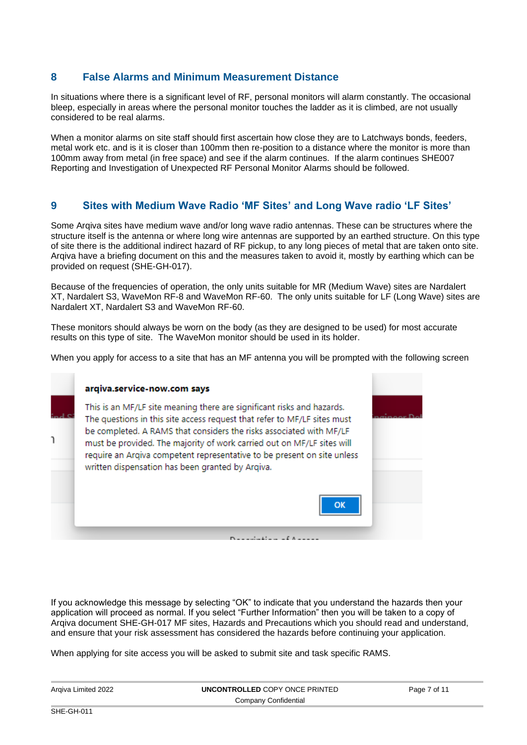## 8 False Alarms and Minimum Measurement Distance

In situations where there is a significant level of RF, personal monitors will alarm constantly. The occasional bleep, especially in areas where the personal monitor touches the ladder as it is climbed, are not usually considered to be real alarms.

When a monitor alarms on site staff should first ascertain how close they are to Latchways bonds, feeders, metal work etc. and is it is closer than 100mm then re-position to a distance where the monitor is more than 100mm away from metal (in free space) and see if the alarm continues. If the alarm continues SHE007 Reporting and Investigation of Unexpected RF Personal Monitor Alarms should be followed.

## 9 Sites with Medium Wave Radio 'MF Sites' and Long Wave radio 'LF Sites'

Some Arqiva sites have medium wave and/or long wave radio antennas. These can be structures where the structure itself is the antenna or where long wire antennas are supported by an earthed structure. On this type of site there is the additional indirect hazard of RF pickup, to any long pieces of metal that are taken onto site. Arqiva have a briefing document on this and the measures taken to avoid it, mostly by earthing which can be provided on request (SHE-GH-017).

Because of the frequencies of operation, the only units suitable for MR (Medium Wave) sites are Nardalert XT, Nardalert S3, WaveMon RF-8 and WaveMon RF-60. The only units suitable for LF (Long Wave) sites are Nardalert XT, Nardalert S3 and WaveMon RF-60.

These monitors should always be worn on the body (as they are designed to be used) for most accurate results on this type of site. The WaveMon monitor should be used in its holder.

When you apply for access to a site that has an MF antenna you will be prompted with the following screen

> **arqiva.service-now.com says**
>
> This is an MF/LF site meaning there are significant risks and hazards. The questions in this site access request that refer to MF/LF sites must be completed. A RAMS that considers the risks associated with MF/LF must be provided. The majority of work carried out on MF/LF sites will require an Arqiva competent representative to be present on site unless written dispensation has been granted by Arqiva.
>
> OK

If you acknowledge this message by selecting "OK" to indicate that you understand the hazards then your application will proceed as normal. If you select "Further Information" then you will be taken to a copy of Arqiva document SHE-GH-017 MF sites, Hazards and Precautions which you should read and understand, and ensure that your risk assessment has considered the hazards before continuing your application.

When applying for site access you will be asked to submit site and task specific RAMS.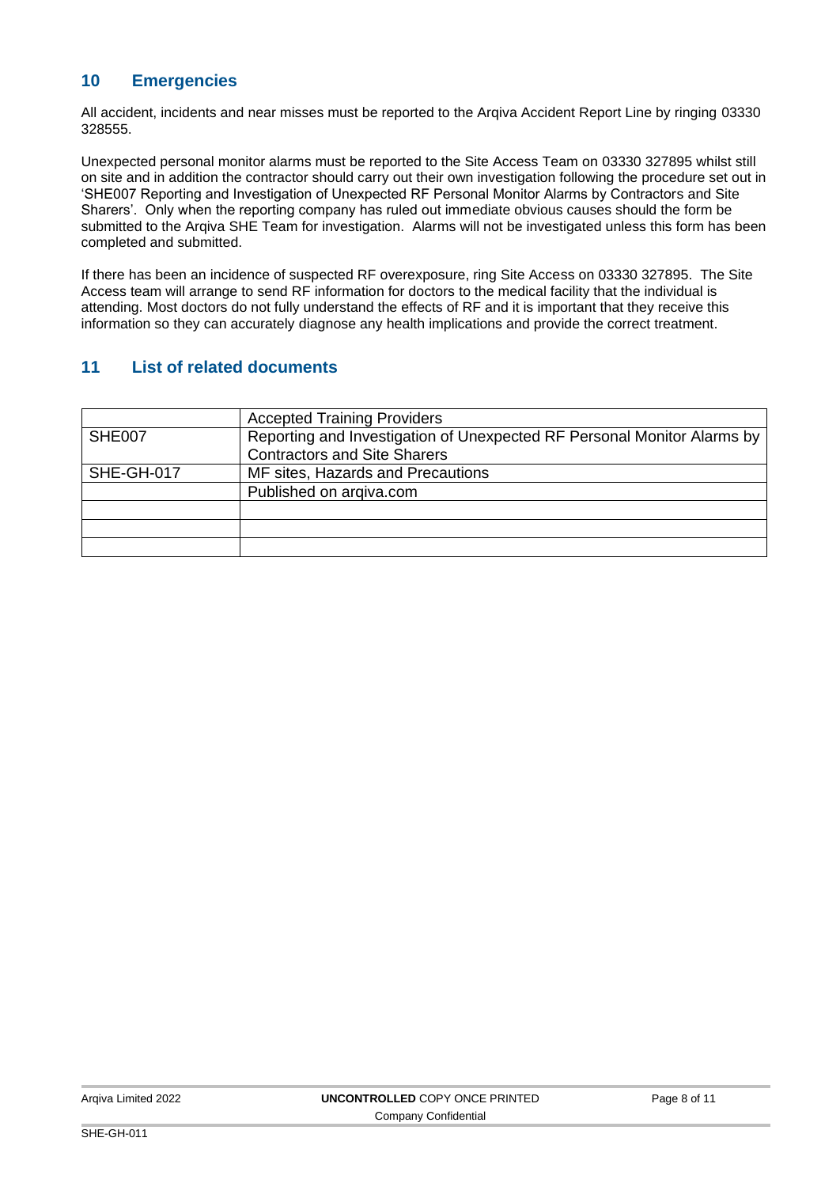## 10 Emergencies

All accident, incidents and near misses must be reported to the Arqiva Accident Report Line by ringing 03330 328555.

Unexpected personal monitor alarms must be reported to the Site Access Team on 03330 327895 whilst still on site and in addition the contractor should carry out their own investigation following the procedure set out in 'SHE007 Reporting and Investigation of Unexpected RF Personal Monitor Alarms by Contractors and Site Sharers'. Only when the reporting company has ruled out immediate obvious causes should the form be submitted to the Arqiva SHE Team for investigation. Alarms will not be investigated unless this form has been completed and submitted.

If there has been an incidence of suspected RF overexposure, ring Site Access on 03330 327895. The Site Access team will arrange to send RF information for doctors to the medical facility that the individual is attending. Most doctors do not fully understand the effects of RF and it is important that they receive this information so they can accurately diagnose any health implications and provide the correct treatment.

## 11 List of related documents

| | |
|---|---|
| | Accepted Training Providers |
| SHE007 | Reporting and Investigation of Unexpected RF Personal Monitor Alarms by Contractors and Site Sharers |
| SHE-GH-017 | MF sites, Hazards and Precautions |
| | Published on arqiva.com |
| | |
| | |
| | |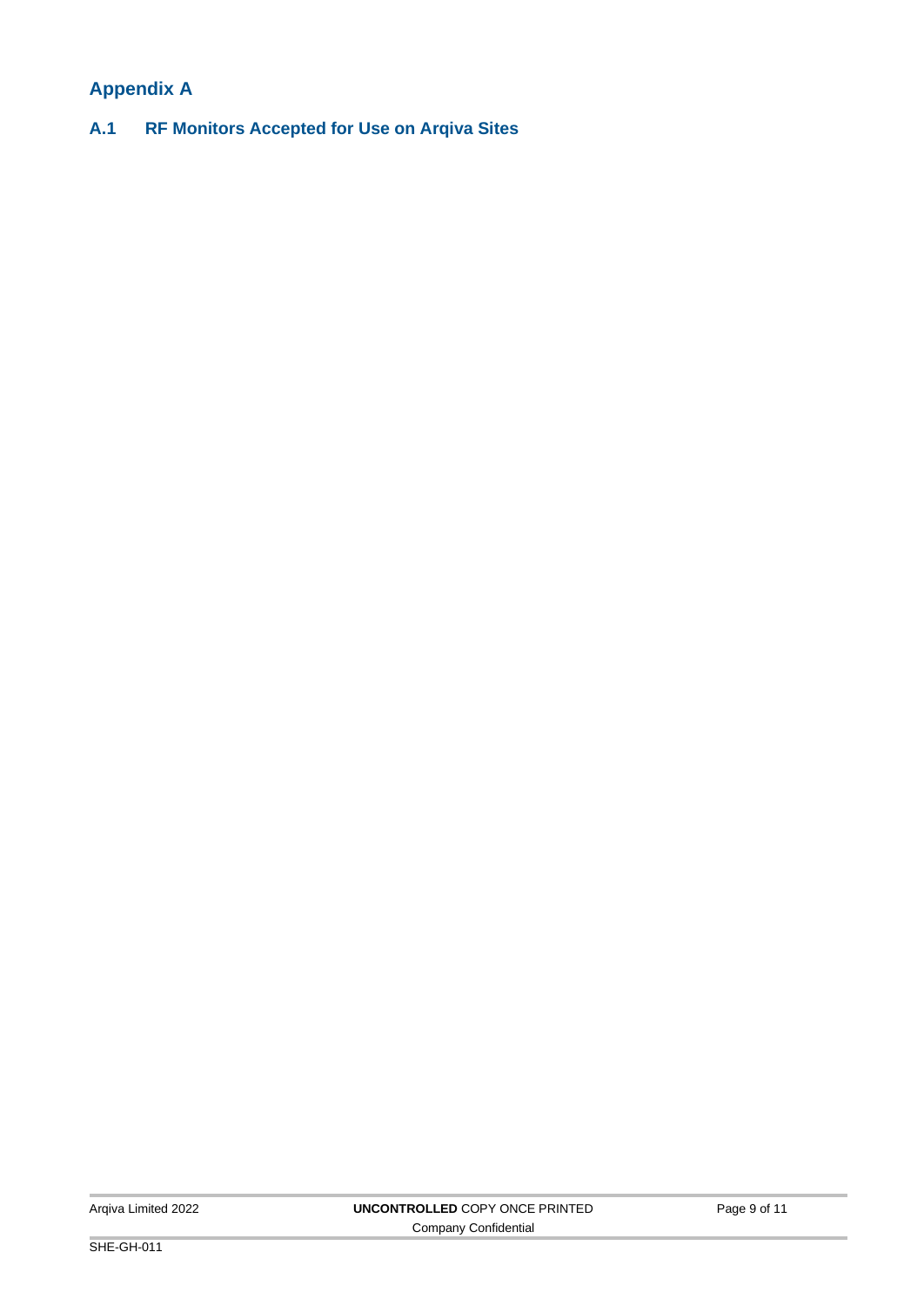# Appendix A

## A.1 RF Monitors Accepted for Use on Arqiva Sites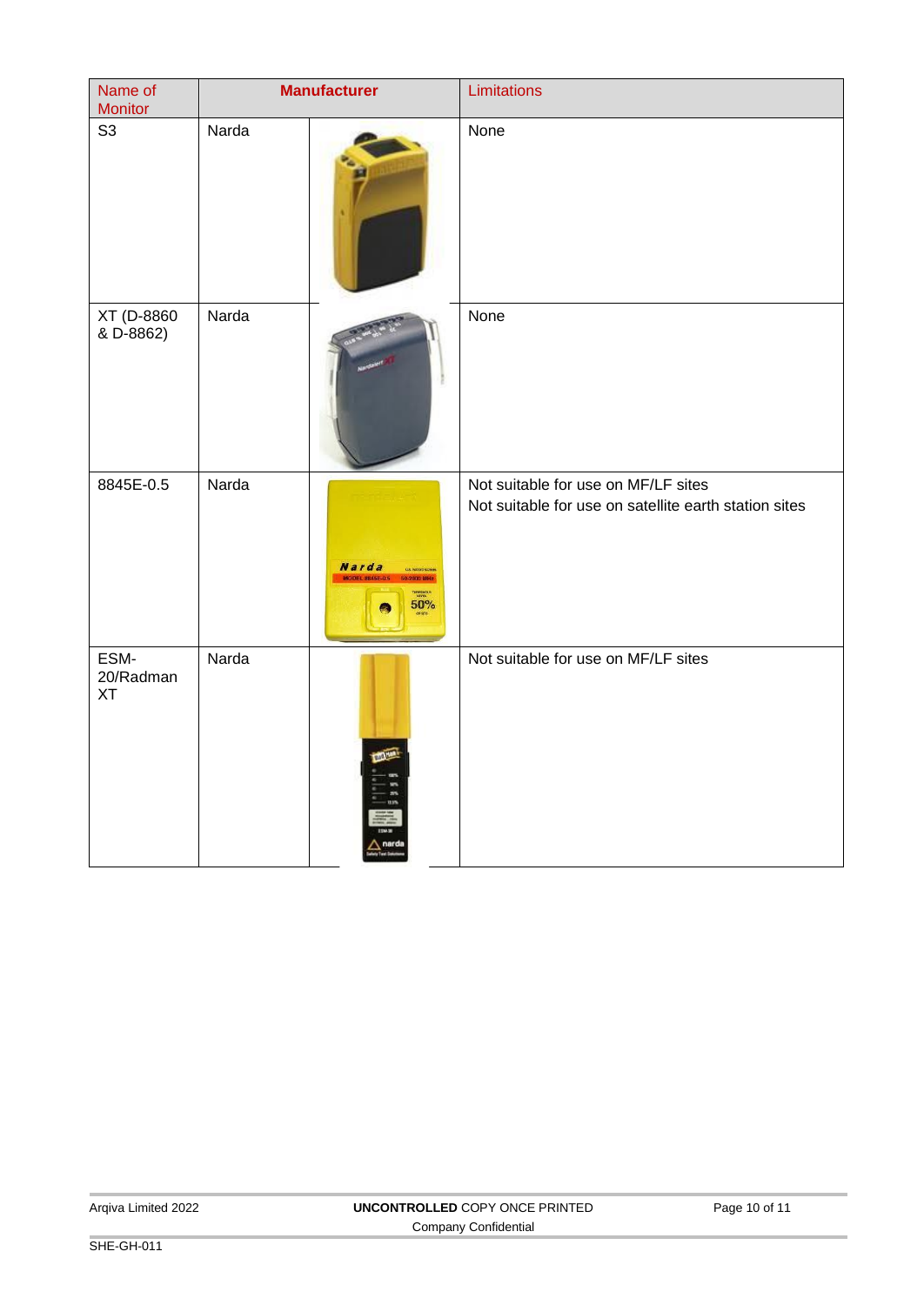| Name of Monitor | Manufacturer | | Limitations |
|---|---|---|---|
| S3 | Narda | | None |
| XT (D-8860 & D-8862) | Narda | | None |
| 8845E-0.5 | Narda | | Not suitable for use on MF/LF sites<br>Not suitable for use on satellite earth station sites |
| ESM-20/Radman XT | Narda | | Not suitable for use on MF/LF sites |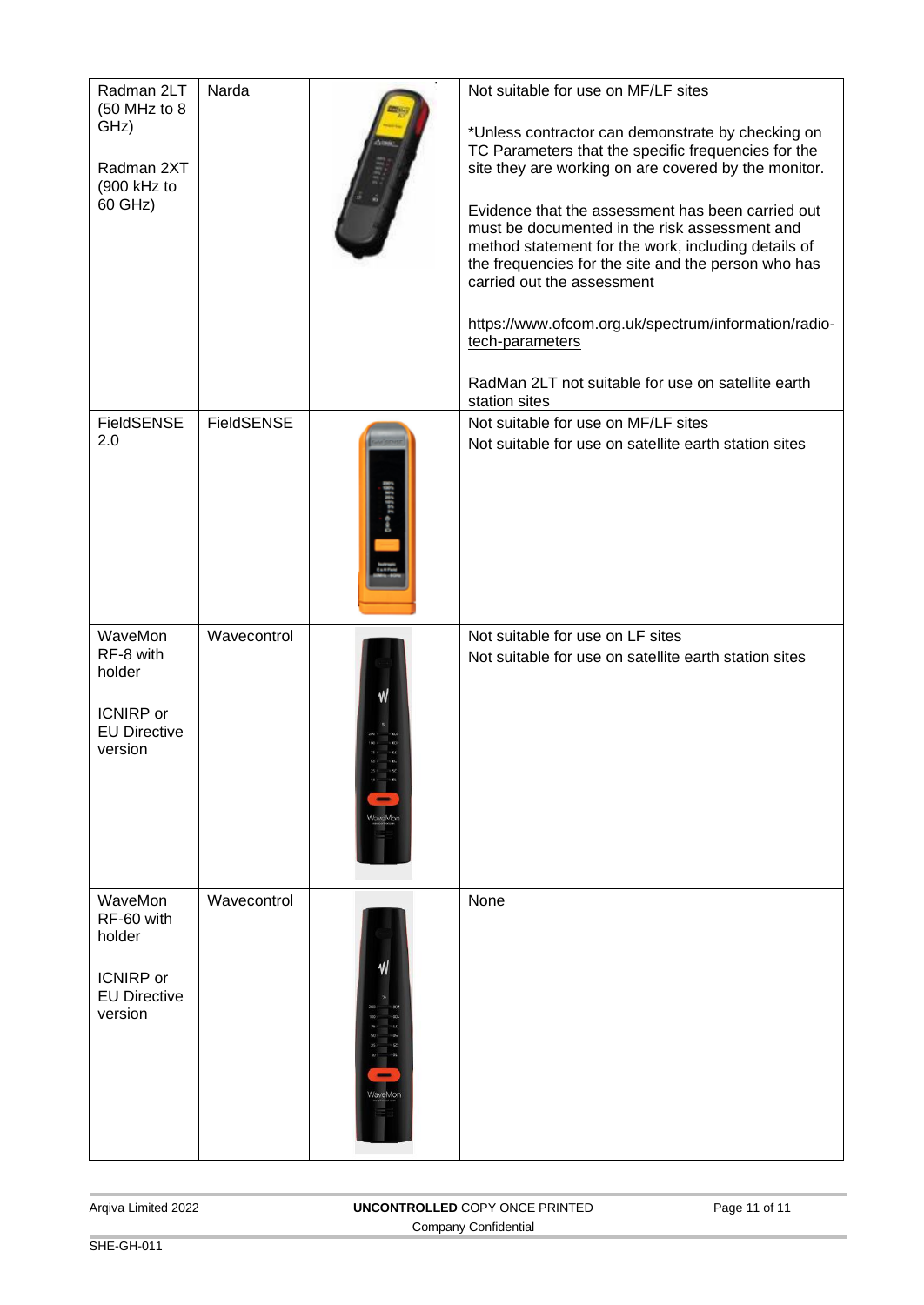| | | | |
|---|---|---|---|
| Radman 2LT (50 MHz to 8 GHz)<br><br>Radman 2XT (900 kHz to 60 GHz) | Narda | | Not suitable for use on MF/LF sites<br><br>*Unless contractor can demonstrate by checking on TC Parameters that the specific frequencies for the site they are working on are covered by the monitor.<br><br>Evidence that the assessment has been carried out must be documented in the risk assessment and method statement for the work, including details of the frequencies for the site and the person who has carried out the assessment<br><br>https://www.ofcom.org.uk/spectrum/information/radio-tech-parameters<br><br>RadMan 2LT not suitable for use on satellite earth station sites |
| FieldSENSE 2.0 | FieldSENSE | | Not suitable for use on MF/LF sites<br>Not suitable for use on satellite earth station sites |
| WaveMon RF-8 with holder<br><br>ICNIRP or EU Directive version | Wavecontrol | | Not suitable for use on LF sites<br>Not suitable for use on satellite earth station sites |
| WaveMon RF-60 with holder<br><br>ICNIRP or EU Directive version | Wavecontrol | | None |